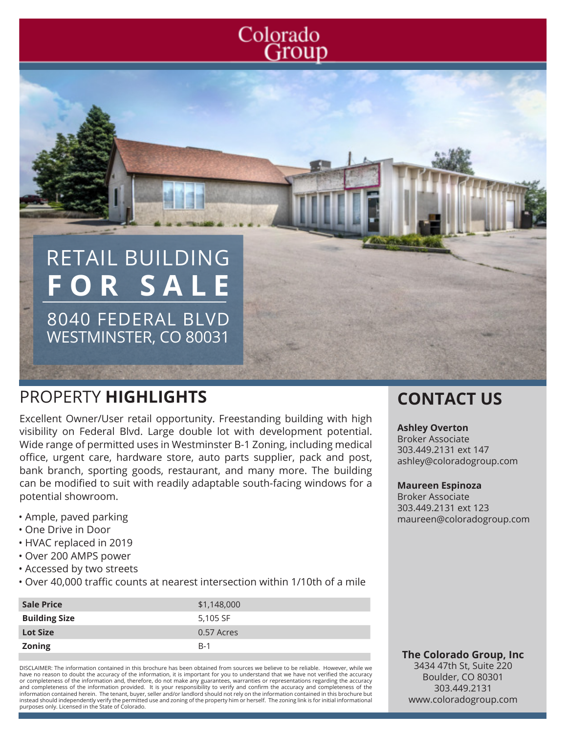Colorado Group

# RETAIL BUILDING FOR SALE

8040 FEDERAL BLVD
WESTMINSTER, CO 80031

## PROPERTY HIGHLIGHTS

Excellent Owner/User retail opportunity. Freestanding building with high visibility on Federal Blvd. Large double lot with development potential. Wide range of permitted uses in Westminster B-1 Zoning, including medical office, urgent care, hardware store, auto parts supplier, pack and post, bank branch, sporting goods, restaurant, and many more. The building can be modified to suit with readily adaptable south-facing windows for a potential showroom.

- Ample, paved parking
- One Drive in Door
- HVAC replaced in 2019
- Over 200 AMPS power
- Accessed by two streets
- Over 40,000 traffic counts at nearest intersection within 1/10th of a mile

| **Sale Price** | $1,148,000 |
|---|---|
| **Building Size** | 5,105 SF |
| **Lot Size** | 0.57 Acres |
| **Zoning** | B-1 |

DISCLAIMER: The information contained in this brochure has been obtained from sources we believe to be reliable. However, while we have no reason to doubt the accuracy of the information, it is important for you to understand that we have not verified the accuracy or completeness of the information and, therefore, do not make any guarantees, warranties or representations regarding the accuracy and completeness of the information provided. It is your responsibility to verify and confirm the accuracy and completeness of the information contained herein. The tenant, buyer, seller and/or landlord should not rely on the information contained in this brochure but instead should independently verify the permitted use and zoning of the property him or herself. The zoning link is for initial informational purposes only. Licensed in the State of Colorado.

## CONTACT US

**Ashley Overton**
Broker Associate
303.449.2131 ext 147
ashley@coloradogroup.com

**Maureen Espinoza**
Broker Associate
303.449.2131 ext 123
maureen@coloradogroup.com

**The Colorado Group, Inc**
3434 47th St, Suite 220
Boulder, CO 80301
303.449.2131
www.coloradogroup.com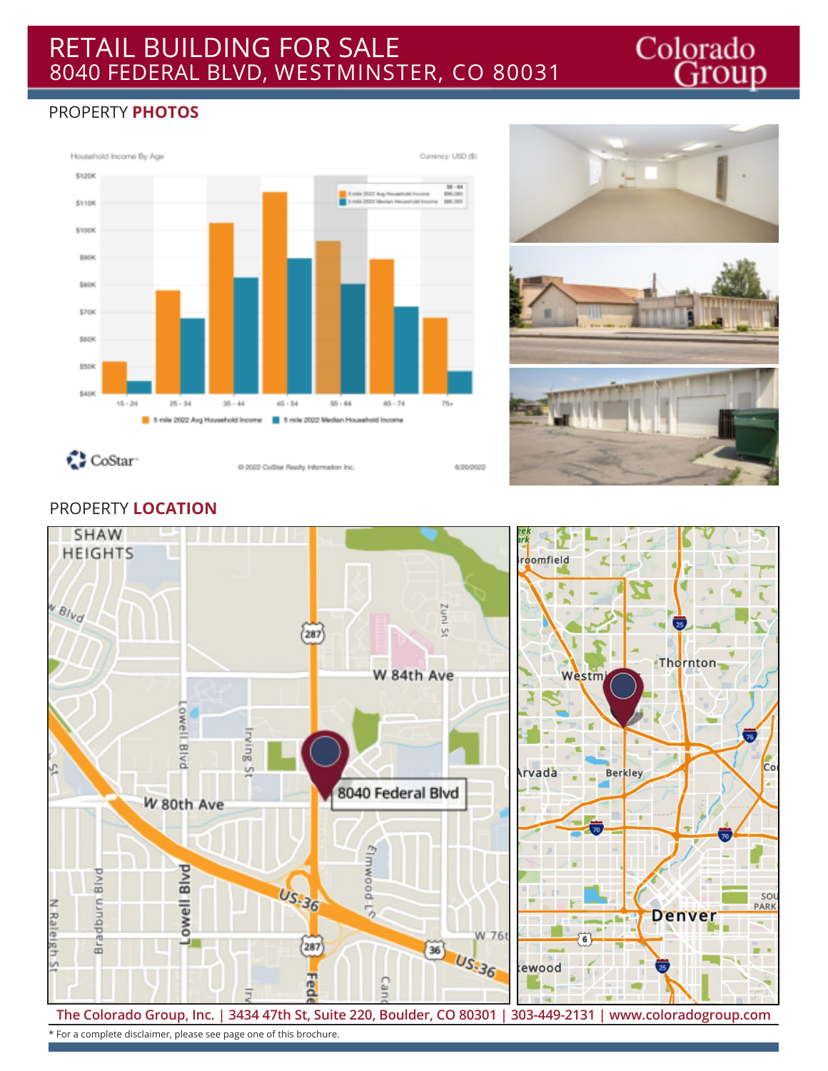# RETAIL BUILDING FOR SALE
## 8040 FEDERAL BLVD, WESTMINSTER, CO 80031

Colorado Group

PROPERTY **PHOTOS**

Household Income By Age

Currency: USD ($)

$120K
$110K
$100K
$90K
$80K
$70K
$60K
$50K
$40K

15 - 24
25 - 34
35 - 44
45 - 54
55 - 64
65 - 74
75+

5 mile 2022 Avg Household Income
5 mile 2022 Median Household Income

CoStar

© 2022 CoStar Realty Information Inc.

6/20/2022

PROPERTY **LOCATION**

SHAW HEIGHTS
W 84th Ave
W 80th Ave
8040 Federal Blvd
US-36
Lowell Blvd
Irving St
Zuni St
Elmwood Ln
Bradburn Blvd
N Raleigh St
W 76th

Broomfield
Westminster
Thornton
Arvada
Berkley
Denver

The Colorado Group, Inc. | 3434 47th St, Suite 220, Boulder, CO 80301 | 303-449-2131 | www.coloradogroup.com

* For a complete disclaimer, please see page one of this brochure.